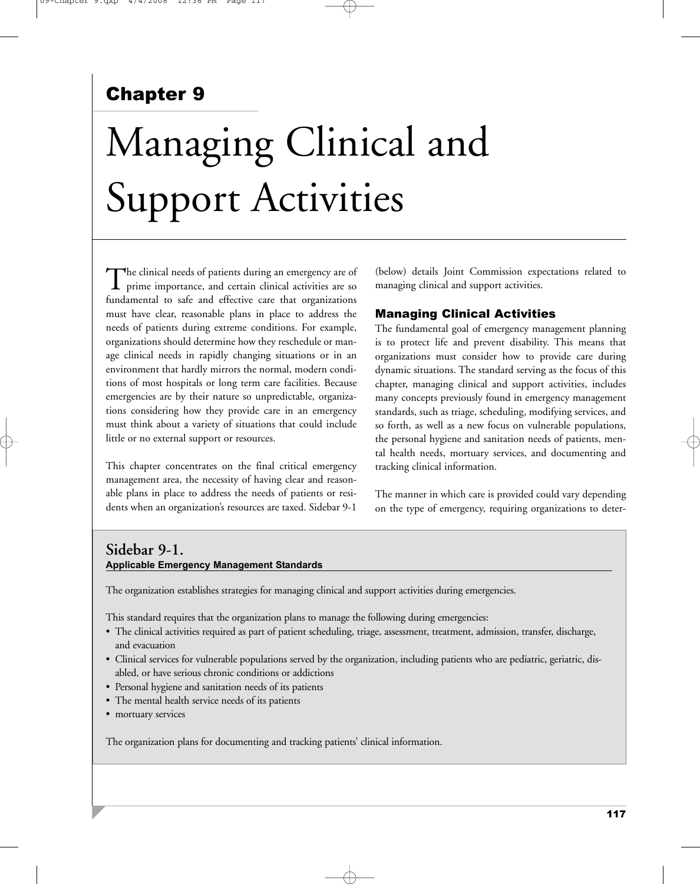# Chapter 9

# Managing Clinical and Support Activities

The clinical needs of patients during an emergency are of prime importance, and certain clinical activities are so fundamental to safe and effective care that organizations must have clear, reasonable plans in place to address the needs of patients during extreme conditions. For example, organizations should determine how they reschedule or manage clinical needs in rapidly changing situations or in an environment that hardly mirrors the normal, modern conditions of most hospitals or long term care facilities. Because emergencies are by their nature so unpredictable, organizations considering how they provide care in an emergency must think about a variety of situations that could include little or no external support or resources.

This chapter concentrates on the final critical emergency management area, the necessity of having clear and reasonable plans in place to address the needs of patients or residents when an organization's resources are taxed. Sidebar 9-1 (below) details Joint Commission expectations related to managing clinical and support activities.

## Managing Clinical Activities

The fundamental goal of emergency management planning is to protect life and prevent disability. This means that organizations must consider how to provide care during dynamic situations. The standard serving as the focus of this chapter, managing clinical and support activities, includes many concepts previously found in emergency management standards, such as triage, scheduling, modifying services, and so forth, as well as a new focus on vulnerable populations, the personal hygiene and sanitation needs of patients, mental health needs, mortuary services, and documenting and tracking clinical information.

The manner in which care is provided could vary depending on the type of emergency, requiring organizations to deter-

### Sidebar 9-1.

**Applicable Emergency Management Standards**

The organization establishes strategies for managing clinical and support activities during emergencies.

This standard requires that the organization plans to manage the following during emergencies:

- The clinical activities required as part of patient scheduling, triage, assessment, treatment, admission, transfer, discharge, and evacuation
- Clinical services for vulnerable populations served by the organization, including patients who are pediatric, geriatric, disabled, or have serious chronic conditions or addictions
- Personal hygiene and sanitation needs of its patients
- The mental health service needs of its patients
- mortuary services

The organization plans for documenting and tracking patients' clinical information.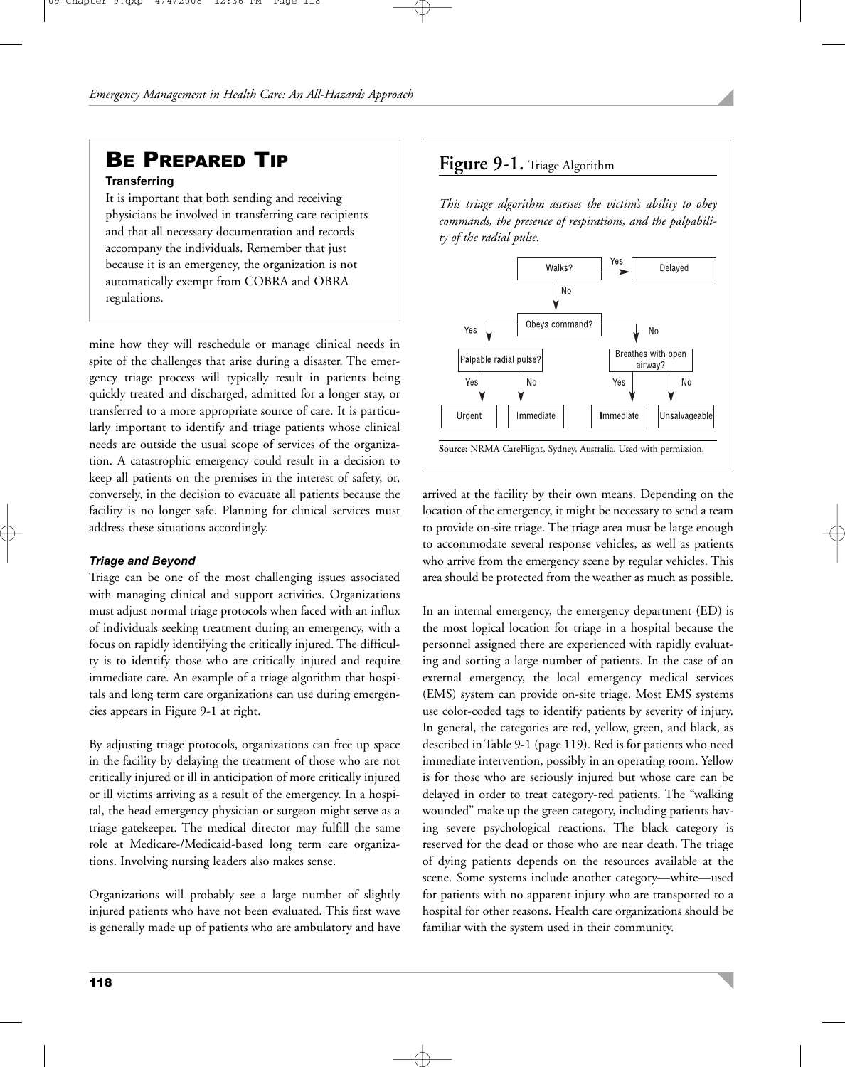## Be Prepared Tip

**Transferring**

It is important that both sending and receiving physicians be involved in transferring care recipients and that all necessary documentation and records accompany the individuals. Remember that just because it is an emergency, the organization is not automatically exempt from COBRA and OBRA regulations.

mine how they will reschedule or manage clinical needs in spite of the challenges that arise during a disaster. The emergency triage process will typically result in patients being quickly treated and discharged, admitted for a longer stay, or transferred to a more appropriate source of care. It is particularly important to identify and triage patients whose clinical needs are outside the usual scope of services of the organization. A catastrophic emergency could result in a decision to keep all patients on the premises in the interest of safety, or, conversely, in the decision to evacuate all patients because the facility is no longer safe. Planning for clinical services must address these situations accordingly.

### *Triage and Beyond*

Triage can be one of the most challenging issues associated with managing clinical and support activities. Organizations must adjust normal triage protocols when faced with an influx of individuals seeking treatment during an emergency, with a focus on rapidly identifying the critically injured. The difficulty is to identify those who are critically injured and require immediate care. An example of a triage algorithm that hospitals and long term care organizations can use during emergencies appears in Figure 9-1 at right.

By adjusting triage protocols, organizations can free up space in the facility by delaying the treatment of those who are not critically injured or ill in anticipation of more critically injured or ill victims arriving as a result of the emergency. In a hospital, the head emergency physician or surgeon might serve as a triage gatekeeper. The medical director may fulfill the same role at Medicare-/Medicaid-based long term care organizations. Involving nursing leaders also makes sense.

Organizations will probably see a large number of slightly injured patients who have not been evaluated. This first wave is generally made up of patients who are ambulatory and have arrived at the facility by their own means. Depending on the location of the emergency, it might be necessary to send a team to provide on-site triage. The triage area must be large enough to accommodate several response vehicles, as well as patients who arrive from the emergency scene by regular vehicles. This area should be protected from the weather as much as possible.

**Figure 9-1.** Triage Algorithm

*This triage algorithm assesses the victim's ability to obey commands, the presence of respirations, and the palpability of the radial pulse.*

- Walks?
  - Yes → Delayed
  - No → Obeys command?
    - Yes → Palpable radial pulse?
      - Yes → Urgent
      - No → Immediate
    - No → Breathes with open airway?
      - Yes → Immediate
      - No → Unsalvageable

**Source:** NRMA CareFlight, Sydney, Australia. Used with permission.

In an internal emergency, the emergency department (ED) is the most logical location for triage in a hospital because the personnel assigned there are experienced with rapidly evaluating and sorting a large number of patients. In the case of an external emergency, the local emergency medical services (EMS) system can provide on-site triage. Most EMS systems use color-coded tags to identify patients by severity of injury. In general, the categories are red, yellow, green, and black, as described in Table 9-1 (page 119). Red is for patients who need immediate intervention, possibly in an operating room. Yellow is for those who are seriously injured but whose care can be delayed in order to treat category-red patients. The "walking wounded" make up the green category, including patients having severe psychological reactions. The black category is reserved for the dead or those who are near death. The triage of dying patients depends on the resources available at the scene. Some systems include another category—white—used for patients with no apparent injury who are transported to a hospital for other reasons. Health care organizations should be familiar with the system used in their community.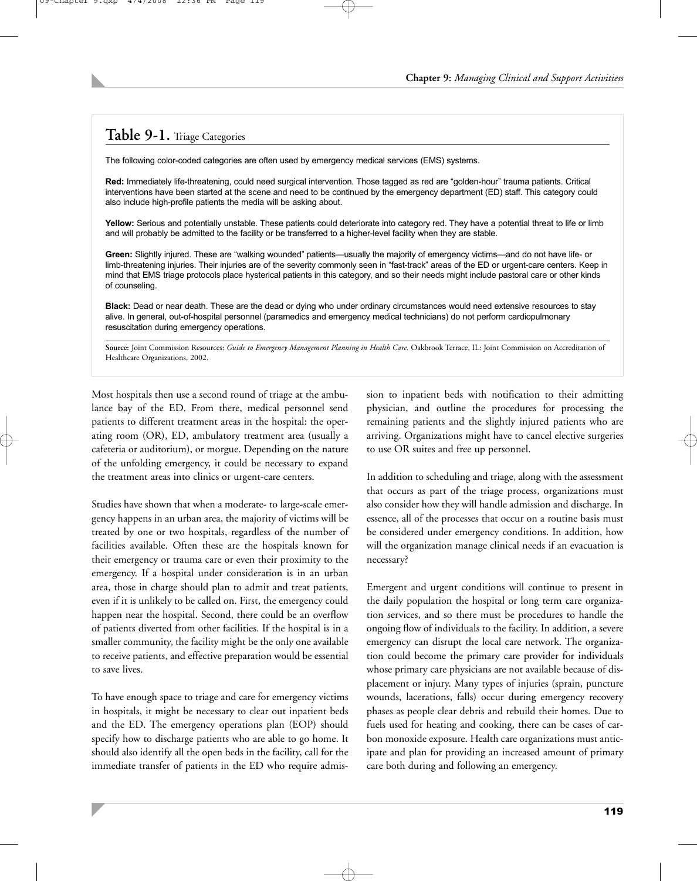## Table 9-1. Triage Categories

The following color-coded categories are often used by emergency medical services (EMS) systems.

**Red:** Immediately life-threatening, could need surgical intervention. Those tagged as red are "golden-hour" trauma patients. Critical interventions have been started at the scene and need to be continued by the emergency department (ED) staff. This category could also include high-profile patients the media will be asking about.

**Yellow:** Serious and potentially unstable. These patients could deteriorate into category red. They have a potential threat to life or limb and will probably be admitted to the facility or be transferred to a higher-level facility when they are stable.

**Green:** Slightly injured. These are "walking wounded" patients—usually the majority of emergency victims—and do not have life- or limb-threatening injuries. Their injuries are of the severity commonly seen in "fast-track" areas of the ED or urgent-care centers. Keep in mind that EMS triage protocols place hysterical patients in this category, and so their needs might include pastoral care or other kinds of counseling.

**Black:** Dead or near death. These are the dead or dying who under ordinary circumstances would need extensive resources to stay alive. In general, out-of-hospital personnel (paramedics and emergency medical technicians) do not perform cardiopulmonary resuscitation during emergency operations.

**Source:** Joint Commission Resources: *Guide to Emergency Management Planning in Health Care.* Oakbrook Terrace, IL: Joint Commission on Accreditation of Healthcare Organizations, 2002.

Most hospitals then use a second round of triage at the ambulance bay of the ED. From there, medical personnel send patients to different treatment areas in the hospital: the operating room (OR), ED, ambulatory treatment area (usually a cafeteria or auditorium), or morgue. Depending on the nature of the unfolding emergency, it could be necessary to expand the treatment areas into clinics or urgent-care centers.

Studies have shown that when a moderate- to large-scale emergency happens in an urban area, the majority of victims will be treated by one or two hospitals, regardless of the number of facilities available. Often these are the hospitals known for their emergency or trauma care or even their proximity to the emergency. If a hospital under consideration is in an urban area, those in charge should plan to admit and treat patients, even if it is unlikely to be called on. First, the emergency could happen near the hospital. Second, there could be an overflow of patients diverted from other facilities. If the hospital is in a smaller community, the facility might be the only one available to receive patients, and effective preparation would be essential to save lives.

To have enough space to triage and care for emergency victims in hospitals, it might be necessary to clear out inpatient beds and the ED. The emergency operations plan (EOP) should specify how to discharge patients who are able to go home. It should also identify all the open beds in the facility, call for the immediate transfer of patients in the ED who require admission to inpatient beds with notification to their admitting physician, and outline the procedures for processing the remaining patients and the slightly injured patients who are arriving. Organizations might have to cancel elective surgeries to use OR suites and free up personnel.

In addition to scheduling and triage, along with the assessment that occurs as part of the triage process, organizations must also consider how they will handle admission and discharge. In essence, all of the processes that occur on a routine basis must be considered under emergency conditions. In addition, how will the organization manage clinical needs if an evacuation is necessary?

Emergent and urgent conditions will continue to present in the daily population the hospital or long term care organization services, and so there must be procedures to handle the ongoing flow of individuals to the facility. In addition, a severe emergency can disrupt the local care network. The organization could become the primary care provider for individuals whose primary care physicians are not available because of displacement or injury. Many types of injuries (sprain, puncture wounds, lacerations, falls) occur during emergency recovery phases as people clear debris and rebuild their homes. Due to fuels used for heating and cooking, there can be cases of carbon monoxide exposure. Health care organizations must anticipate and plan for providing an increased amount of primary care both during and following an emergency.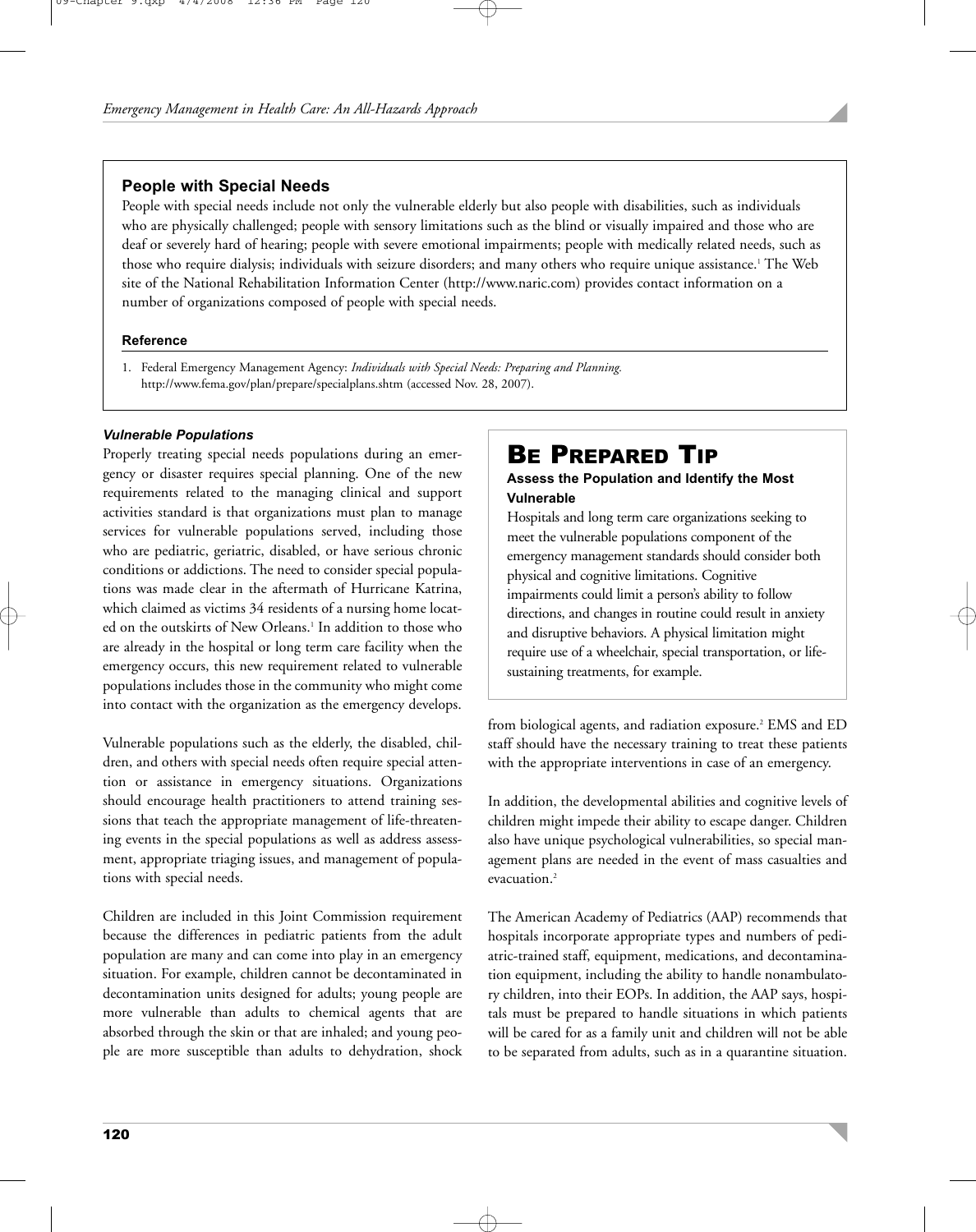### People with Special Needs

People with special needs include not only the vulnerable elderly but also people with disabilities, such as individuals who are physically challenged; people with sensory limitations such as the blind or visually impaired and those who are deaf or severely hard of hearing; people with severe emotional impairments; people with medically related needs, such as those who require dialysis; individuals with seizure disorders; and many others who require unique assistance.[1] The Web site of the National Rehabilitation Information Center (http://www.naric.com) provides contact information on a number of organizations composed of people with special needs.

**Reference**

1. Federal Emergency Management Agency: *Individuals with Special Needs: Preparing and Planning.* http://www.fema.gov/plan/prepare/specialplans.shtm (accessed Nov. 28, 2007).

#### *Vulnerable Populations*

Properly treating special needs populations during an emergency or disaster requires special planning. One of the new requirements related to the managing clinical and support activities standard is that organizations must plan to manage services for vulnerable populations served, including those who are pediatric, geriatric, disabled, or have serious chronic conditions or addictions. The need to consider special populations was made clear in the aftermath of Hurricane Katrina, which claimed as victims 34 residents of a nursing home located on the outskirts of New Orleans.[1] In addition to those who are already in the hospital or long term care facility when the emergency occurs, this new requirement related to vulnerable populations includes those in the community who might come into contact with the organization as the emergency develops.

Vulnerable populations such as the elderly, the disabled, children, and others with special needs often require special attention or assistance in emergency situations. Organizations should encourage health practitioners to attend training sessions that teach the appropriate management of life-threatening events in the special populations as well as address assessment, appropriate triaging issues, and management of populations with special needs.

Children are included in this Joint Commission requirement because the differences in pediatric patients from the adult population are many and can come into play in an emergency situation. For example, children cannot be decontaminated in decontamination units designed for adults; young people are more vulnerable than adults to chemical agents that are absorbed through the skin or that are inhaled; and young people are more susceptible than adults to dehydration, shock from biological agents, and radiation exposure.[2] EMS and ED staff should have the necessary training to treat these patients with the appropriate interventions in case of an emergency.

> ## BE PREPARED TIP
> **Assess the Population and Identify the Most Vulnerable**
>
> Hospitals and long term care organizations seeking to meet the vulnerable populations component of the emergency management standards should consider both physical and cognitive limitations. Cognitive impairments could limit a person's ability to follow directions, and changes in routine could result in anxiety and disruptive behaviors. A physical limitation might require use of a wheelchair, special transportation, or life-sustaining treatments, for example.

In addition, the developmental abilities and cognitive levels of children might impede their ability to escape danger. Children also have unique psychological vulnerabilities, so special management plans are needed in the event of mass casualties and evacuation.[2]

The American Academy of Pediatrics (AAP) recommends that hospitals incorporate appropriate types and numbers of pediatric-trained staff, equipment, medications, and decontamination equipment, including the ability to handle nonambulatory children, into their EOPs. In addition, the AAP says, hospitals must be prepared to handle situations in which patients will be cared for as a family unit and children will not be able to be separated from adults, such as in a quarantine situation.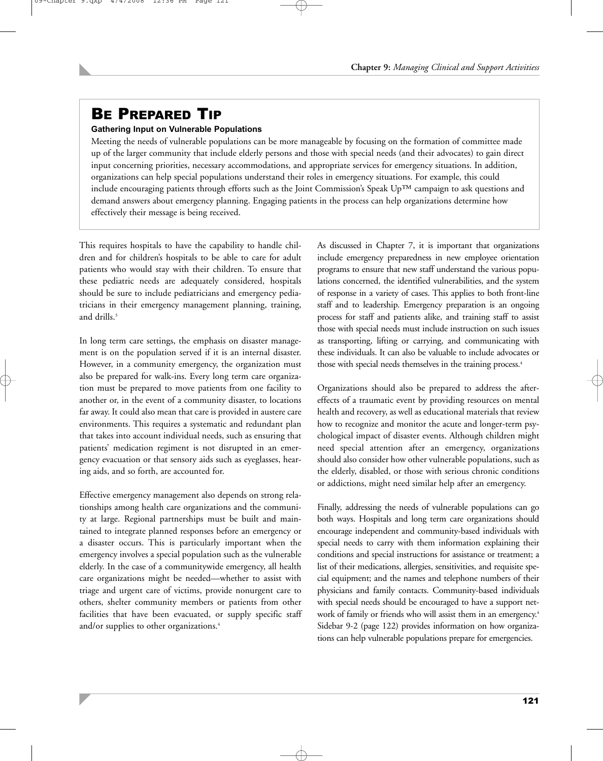## BE PREPARED TIP

**Gathering Input on Vulnerable Populations**

Meeting the needs of vulnerable populations can be more manageable by focusing on the formation of committee made up of the larger community that include elderly persons and those with special needs (and their advocates) to gain direct input concerning priorities, necessary accommodations, and appropriate services for emergency situations. In addition, organizations can help special populations understand their roles in emergency situations. For example, this could include encouraging patients through efforts such as the Joint Commission's Speak Up™ campaign to ask questions and demand answers about emergency planning. Engaging patients in the process can help organizations determine how effectively their message is being received.

This requires hospitals to have the capability to handle children and for children's hospitals to be able to care for adult patients who would stay with their children. To ensure that these pediatric needs are adequately considered, hospitals should be sure to include pediatricians and emergency pediatricians in their emergency management planning, training, and drills.[3]

In long term care settings, the emphasis on disaster management is on the population served if it is an internal disaster. However, in a community emergency, the organization must also be prepared for walk-ins. Every long term care organization must be prepared to move patients from one facility to another or, in the event of a community disaster, to locations far away. It could also mean that care is provided in austere care environments. This requires a systematic and redundant plan that takes into account individual needs, such as ensuring that patients' medication regiment is not disrupted in an emergency evacuation or that sensory aids such as eyeglasses, hearing aids, and so forth, are accounted for.

Effective emergency management also depends on strong relationships among health care organizations and the community at large. Regional partnerships must be built and maintained to integrate planned responses before an emergency or a disaster occurs. This is particularly important when the emergency involves a special population such as the vulnerable elderly. In the case of a communitywide emergency, all health care organizations might be needed—whether to assist with triage and urgent care of victims, provide nonurgent care to others, shelter community members or patients from other facilities that have been evacuated, or supply specific staff and/or supplies to other organizations.[4]

As discussed in Chapter 7, it is important that organizations include emergency preparedness in new employee orientation programs to ensure that new staff understand the various populations concerned, the identified vulnerabilities, and the system of response in a variety of cases. This applies to both front-line staff and to leadership. Emergency preparation is an ongoing process for staff and patients alike, and training staff to assist those with special needs must include instruction on such issues as transporting, lifting or carrying, and communicating with these individuals. It can also be valuable to include advocates or those with special needs themselves in the training process.[4]

Organizations should also be prepared to address the aftereffects of a traumatic event by providing resources on mental health and recovery, as well as educational materials that review how to recognize and monitor the acute and longer-term psychological impact of disaster events. Although children might need special attention after an emergency, organizations should also consider how other vulnerable populations, such as the elderly, disabled, or those with serious chronic conditions or addictions, might need similar help after an emergency.

Finally, addressing the needs of vulnerable populations can go both ways. Hospitals and long term care organizations should encourage independent and community-based individuals with special needs to carry with them information explaining their conditions and special instructions for assistance or treatment; a list of their medications, allergies, sensitivities, and requisite special equipment; and the names and telephone numbers of their physicians and family contacts. Community-based individuals with special needs should be encouraged to have a support network of family or friends who will assist them in an emergency.[4] Sidebar 9-2 (page 122) provides information on how organizations can help vulnerable populations prepare for emergencies.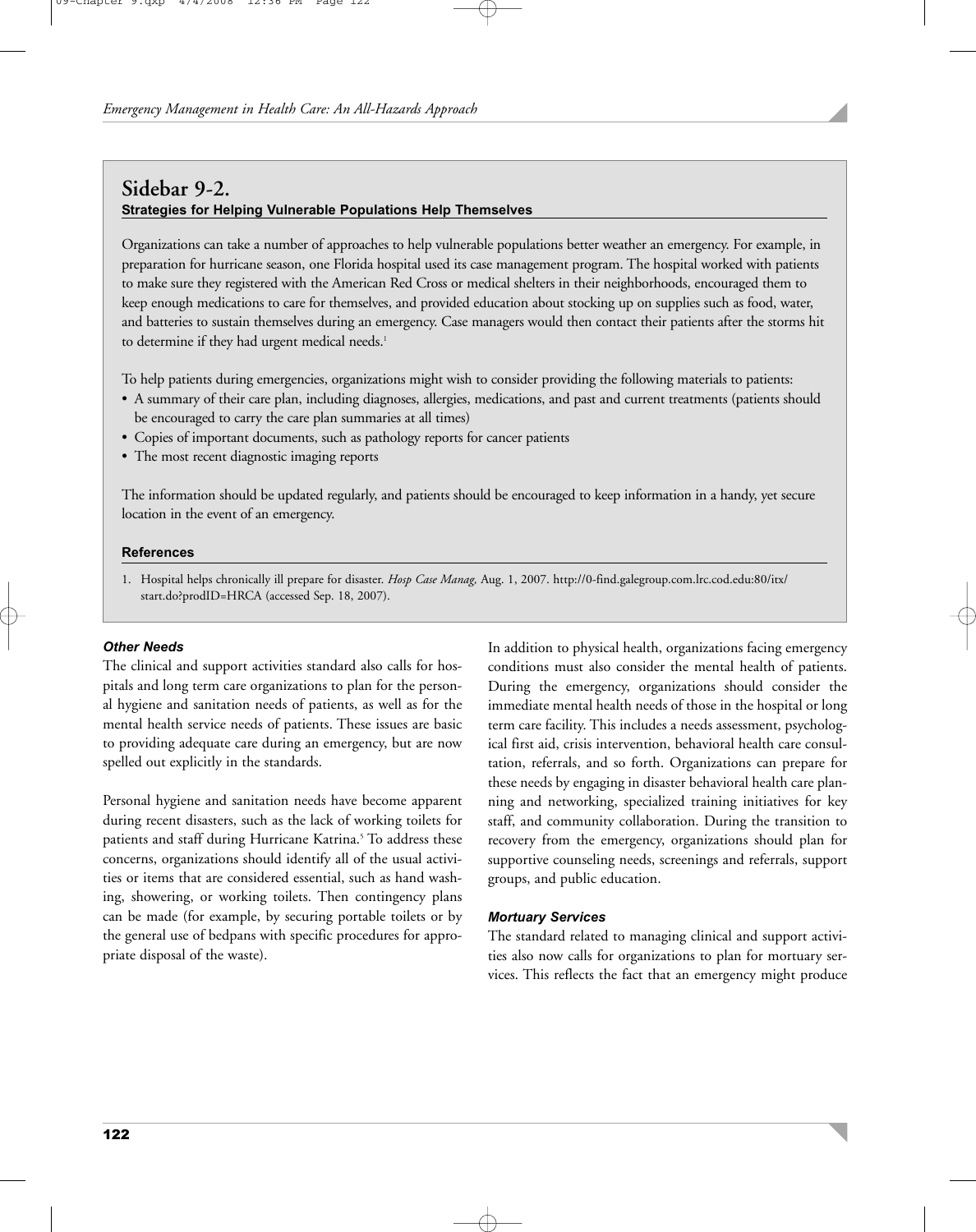## Sidebar 9-2.

**Strategies for Helping Vulnerable Populations Help Themselves**

Organizations can take a number of approaches to help vulnerable populations better weather an emergency. For example, in preparation for hurricane season, one Florida hospital used its case management program. The hospital worked with patients to make sure they registered with the American Red Cross or medical shelters in their neighborhoods, encouraged them to keep enough medications to care for themselves, and provided education about stocking up on supplies such as food, water, and batteries to sustain themselves during an emergency. Case managers would then contact their patients after the storms hit to determine if they had urgent medical needs.[1]

To help patients during emergencies, organizations might wish to consider providing the following materials to patients:

- A summary of their care plan, including diagnoses, allergies, medications, and past and current treatments (patients should be encouraged to carry the care plan summaries at all times)
- Copies of important documents, such as pathology reports for cancer patients
- The most recent diagnostic imaging reports

The information should be updated regularly, and patients should be encouraged to keep information in a handy, yet secure location in the event of an emergency.

**References**

1. Hospital helps chronically ill prepare for disaster. *Hosp Case Manag,* Aug. 1, 2007. http://0-find.galegroup.com.lrc.cod.edu:80/itx/start.do?prodID=HRCA (accessed Sep. 18, 2007).

### *Other Needs*

The clinical and support activities standard also calls for hospitals and long term care organizations to plan for the personal hygiene and sanitation needs of patients, as well as for the mental health service needs of patients. These issues are basic to providing adequate care during an emergency, but are now spelled out explicitly in the standards.

Personal hygiene and sanitation needs have become apparent during recent disasters, such as the lack of working toilets for patients and staff during Hurricane Katrina.[5] To address these concerns, organizations should identify all of the usual activities or items that are considered essential, such as hand washing, showering, or working toilets. Then contingency plans can be made (for example, by securing portable toilets or by the general use of bedpans with specific procedures for appropriate disposal of the waste).

In addition to physical health, organizations facing emergency conditions must also consider the mental health of patients. During the emergency, organizations should consider the immediate mental health needs of those in the hospital or long term care facility. This includes a needs assessment, psychological first aid, crisis intervention, behavioral health care consultation, referrals, and so forth. Organizations can prepare for these needs by engaging in disaster behavioral health care planning and networking, specialized training initiatives for key staff, and community collaboration. During the transition to recovery from the emergency, organizations should plan for supportive counseling needs, screenings and referrals, support groups, and public education.

### *Mortuary Services*

The standard related to managing clinical and support activities also now calls for organizations to plan for mortuary services. This reflects the fact that an emergency might produce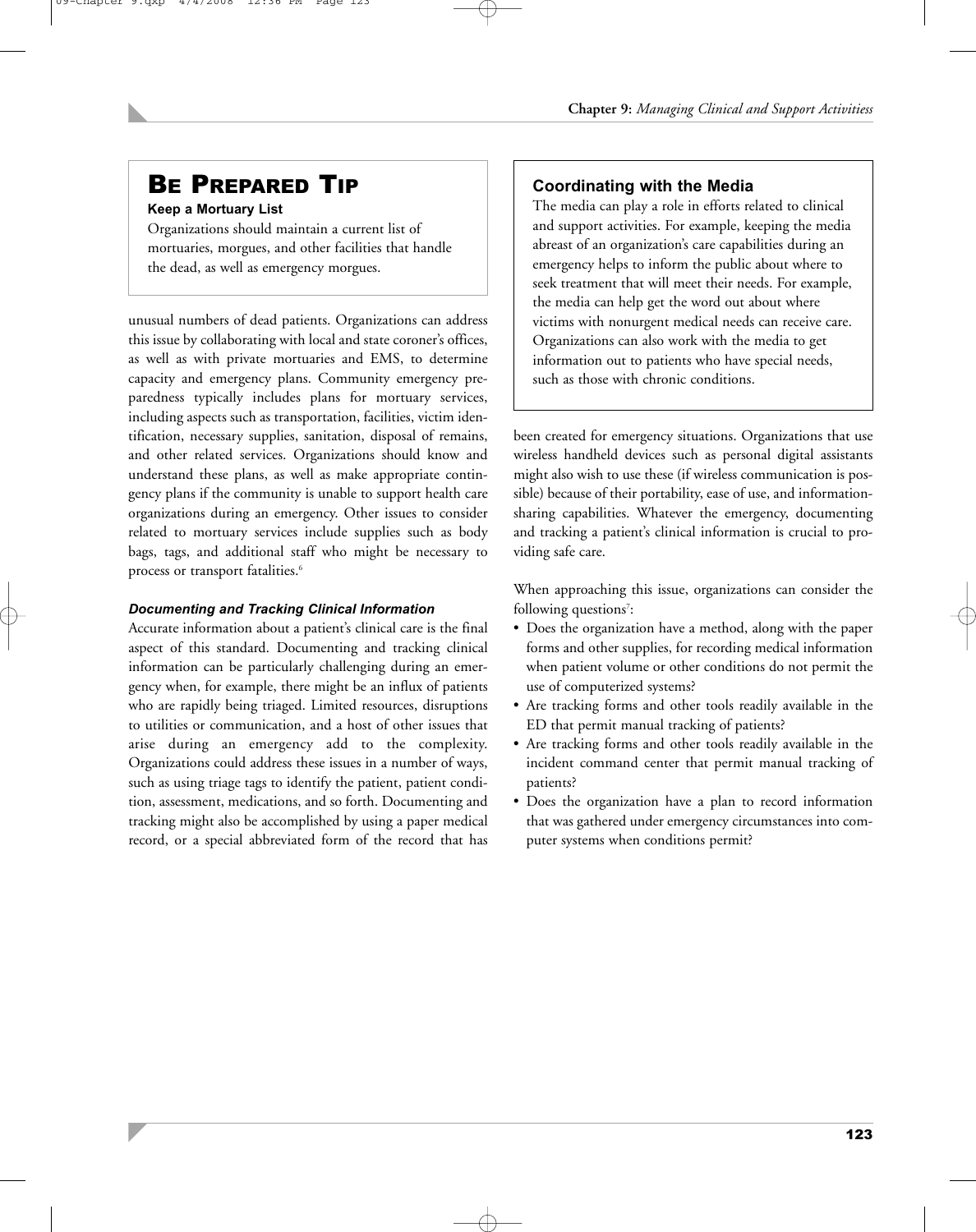## BE PREPARED TIP

**Keep a Mortuary List**

Organizations should maintain a current list of mortuaries, morgues, and other facilities that handle the dead, as well as emergency morgues.

unusual numbers of dead patients. Organizations can address this issue by collaborating with local and state coroner's offices, as well as with private mortuaries and EMS, to determine capacity and emergency plans. Community emergency preparedness typically includes plans for mortuary services, including aspects such as transportation, facilities, victim identification, necessary supplies, sanitation, disposal of remains, and other related services. Organizations should know and understand these plans, as well as make appropriate contingency plans if the community is unable to support health care organizations during an emergency. Other issues to consider related to mortuary services include supplies such as body bags, tags, and additional staff who might be necessary to process or transport fatalities.[6]

#### *Documenting and Tracking Clinical Information*

Accurate information about a patient's clinical care is the final aspect of this standard. Documenting and tracking clinical information can be particularly challenging during an emergency when, for example, there might be an influx of patients who are rapidly being triaged. Limited resources, disruptions to utilities or communication, and a host of other issues that arise during an emergency add to the complexity. Organizations could address these issues in a number of ways, such as using triage tags to identify the patient, patient condition, assessment, medications, and so forth. Documenting and tracking might also be accomplished by using a paper medical record, or a special abbreviated form of the record that has been created for emergency situations. Organizations that use wireless handheld devices such as personal digital assistants might also wish to use these (if wireless communication is possible) because of their portability, ease of use, and information-sharing capabilities. Whatever the emergency, documenting and tracking a patient's clinical information is crucial to providing safe care.

### Coordinating with the Media

The media can play a role in efforts related to clinical and support activities. For example, keeping the media abreast of an organization's care capabilities during an emergency helps to inform the public about where to seek treatment that will meet their needs. For example, the media can help get the word out about where victims with nonurgent medical needs can receive care. Organizations can also work with the media to get information out to patients who have special needs, such as those with chronic conditions.

When approaching this issue, organizations can consider the following questions[7]:

- Does the organization have a method, along with the paper forms and other supplies, for recording medical information when patient volume or other conditions do not permit the use of computerized systems?
- Are tracking forms and other tools readily available in the ED that permit manual tracking of patients?
- Are tracking forms and other tools readily available in the incident command center that permit manual tracking of patients?
- Does the organization have a plan to record information that was gathered under emergency circumstances into computer systems when conditions permit?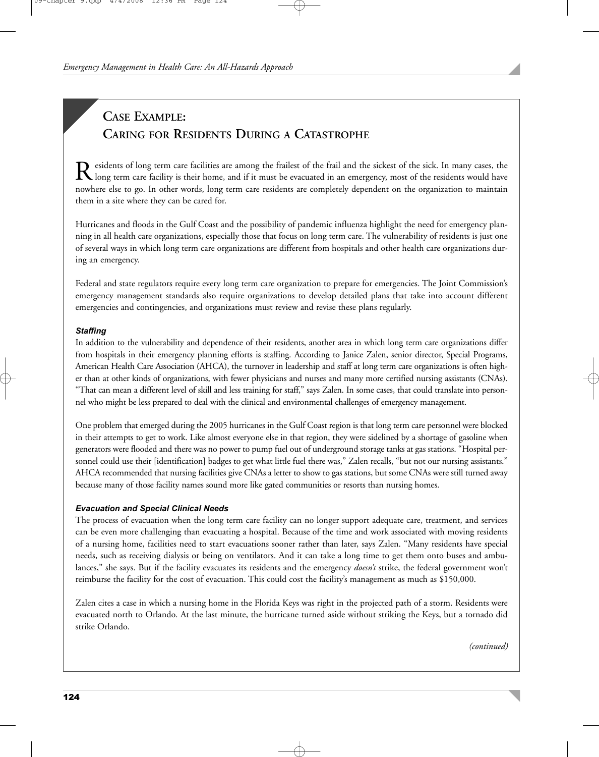## CASE EXAMPLE: CARING FOR RESIDENTS DURING A CATASTROPHE

Residents of long term care facilities are among the frailest of the frail and the sickest of the sick. In many cases, the long term care facility is their home, and if it must be evacuated in an emergency, most of the residents would have nowhere else to go. In other words, long term care residents are completely dependent on the organization to maintain them in a site where they can be cared for.

Hurricanes and floods in the Gulf Coast and the possibility of pandemic influenza highlight the need for emergency planning in all health care organizations, especially those that focus on long term care. The vulnerability of residents is just one of several ways in which long term care organizations are different from hospitals and other health care organizations during an emergency.

Federal and state regulators require every long term care organization to prepare for emergencies. The Joint Commission's emergency management standards also require organizations to develop detailed plans that take into account different emergencies and contingencies, and organizations must review and revise these plans regularly.

### *Staffing*

In addition to the vulnerability and dependence of their residents, another area in which long term care organizations differ from hospitals in their emergency planning efforts is staffing. According to Janice Zalen, senior director, Special Programs, American Health Care Association (AHCA), the turnover in leadership and staff at long term care organizations is often higher than at other kinds of organizations, with fewer physicians and nurses and many more certified nursing assistants (CNAs). "That can mean a different level of skill and less training for staff," says Zalen. In some cases, that could translate into personnel who might be less prepared to deal with the clinical and environmental challenges of emergency management.

One problem that emerged during the 2005 hurricanes in the Gulf Coast region is that long term care personnel were blocked in their attempts to get to work. Like almost everyone else in that region, they were sidelined by a shortage of gasoline when generators were flooded and there was no power to pump fuel out of underground storage tanks at gas stations. "Hospital personnel could use their [identification] badges to get what little fuel there was," Zalen recalls, "but not our nursing assistants." AHCA recommended that nursing facilities give CNAs a letter to show to gas stations, but some CNAs were still turned away because many of those facility names sound more like gated communities or resorts than nursing homes.

### *Evacuation and Special Clinical Needs*

The process of evacuation when the long term care facility can no longer support adequate care, treatment, and services can be even more challenging than evacuating a hospital. Because of the time and work associated with moving residents of a nursing home, facilities need to start evacuations sooner rather than later, says Zalen. "Many residents have special needs, such as receiving dialysis or being on ventilators. And it can take a long time to get them onto buses and ambulances," she says. But if the facility evacuates its residents and the emergency *doesn't* strike, the federal government won't reimburse the facility for the cost of evacuation. This could cost the facility's management as much as $150,000.

Zalen cites a case in which a nursing home in the Florida Keys was right in the projected path of a storm. Residents were evacuated north to Orlando. At the last minute, the hurricane turned aside without striking the Keys, but a tornado did strike Orlando.

*(continued)*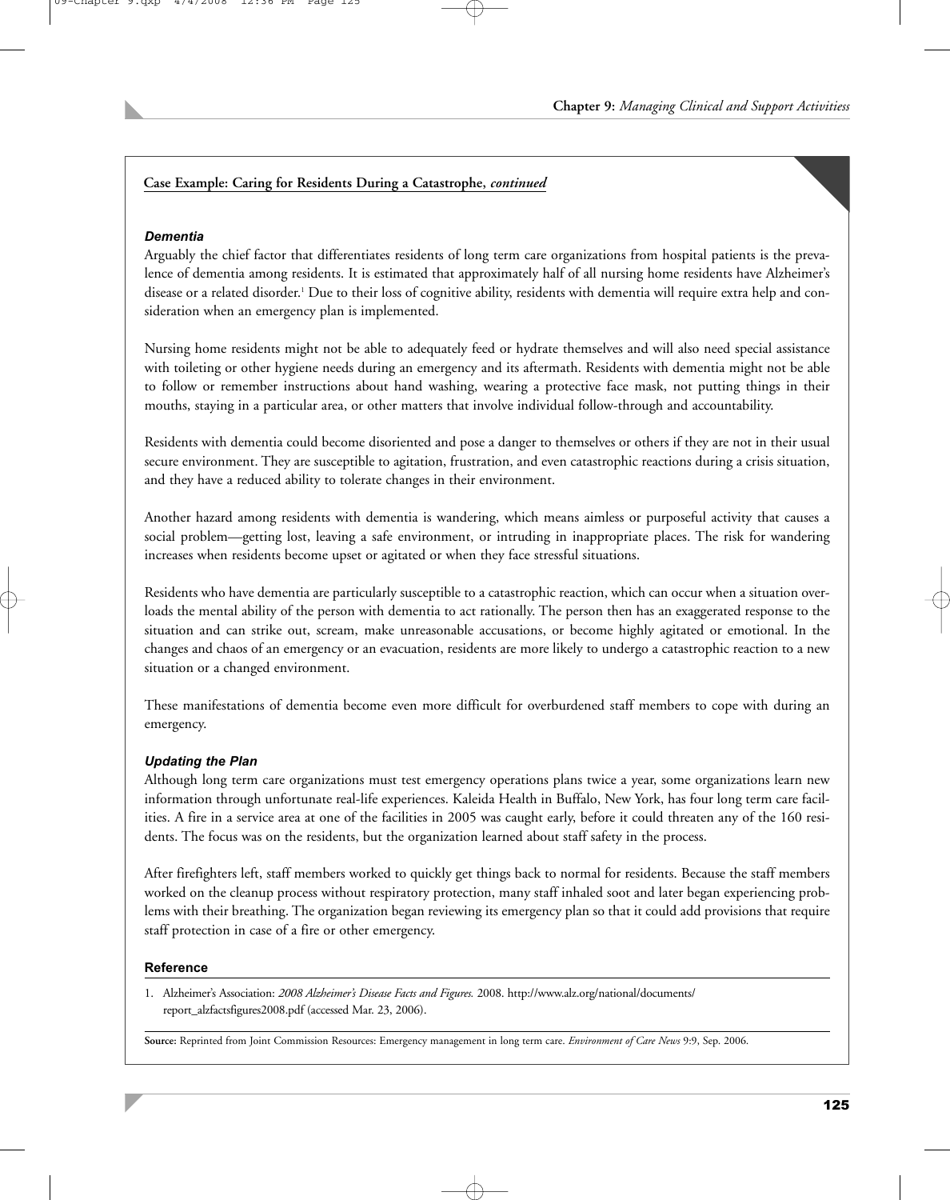**Case Example: Caring for Residents During a Catastrophe, *continued***

***Dementia***

Arguably the chief factor that differentiates residents of long term care organizations from hospital patients is the prevalence of dementia among residents. It is estimated that approximately half of all nursing home residents have Alzheimer's disease or a related disorder.[1] Due to their loss of cognitive ability, residents with dementia will require extra help and consideration when an emergency plan is implemented.

Nursing home residents might not be able to adequately feed or hydrate themselves and will also need special assistance with toileting or other hygiene needs during an emergency and its aftermath. Residents with dementia might not be able to follow or remember instructions about hand washing, wearing a protective face mask, not putting things in their mouths, staying in a particular area, or other matters that involve individual follow-through and accountability.

Residents with dementia could become disoriented and pose a danger to themselves or others if they are not in their usual secure environment. They are susceptible to agitation, frustration, and even catastrophic reactions during a crisis situation, and they have a reduced ability to tolerate changes in their environment.

Another hazard among residents with dementia is wandering, which means aimless or purposeful activity that causes a social problem—getting lost, leaving a safe environment, or intruding in inappropriate places. The risk for wandering increases when residents become upset or agitated or when they face stressful situations.

Residents who have dementia are particularly susceptible to a catastrophic reaction, which can occur when a situation overloads the mental ability of the person with dementia to act rationally. The person then has an exaggerated response to the situation and can strike out, scream, make unreasonable accusations, or become highly agitated or emotional. In the changes and chaos of an emergency or an evacuation, residents are more likely to undergo a catastrophic reaction to a new situation or a changed environment.

These manifestations of dementia become even more difficult for overburdened staff members to cope with during an emergency.

***Updating the Plan***

Although long term care organizations must test emergency operations plans twice a year, some organizations learn new information through unfortunate real-life experiences. Kaleida Health in Buffalo, New York, has four long term care facilities. A fire in a service area at one of the facilities in 2005 was caught early, before it could threaten any of the 160 residents. The focus was on the residents, but the organization learned about staff safety in the process.

After firefighters left, staff members worked to quickly get things back to normal for residents. Because the staff members worked on the cleanup process without respiratory protection, many staff inhaled soot and later began experiencing problems with their breathing. The organization began reviewing its emergency plan so that it could add provisions that require staff protection in case of a fire or other emergency.

**Reference**

1. Alzheimer's Association: *2008 Alzheimer's Disease Facts and Figures.* 2008. http://www.alz.org/national/documents/report_alzfactsfigures2008.pdf (accessed Mar. 23, 2006).

**Source:** Reprinted from Joint Commission Resources: Emergency management in long term care. *Environment of Care News* 9:9, Sep. 2006.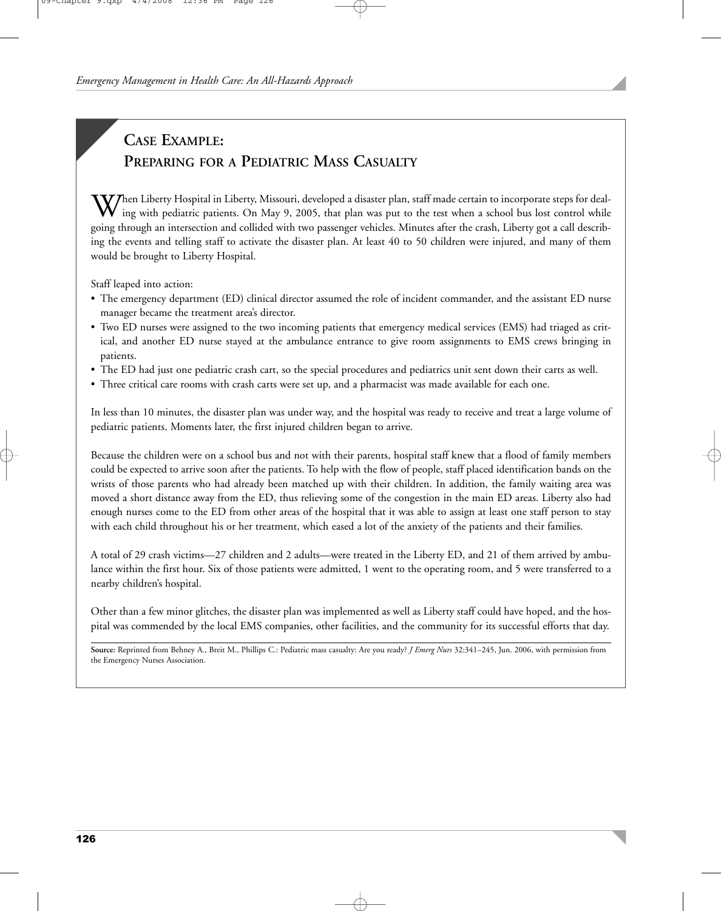## Case Example: Preparing for a Pediatric Mass Casualty

When Liberty Hospital in Liberty, Missouri, developed a disaster plan, staff made certain to incorporate steps for dealing with pediatric patients. On May 9, 2005, that plan was put to the test when a school bus lost control while going through an intersection and collided with two passenger vehicles. Minutes after the crash, Liberty got a call describing the events and telling staff to activate the disaster plan. At least 40 to 50 children were injured, and many of them would be brought to Liberty Hospital.

Staff leaped into action:

- The emergency department (ED) clinical director assumed the role of incident commander, and the assistant ED nurse manager became the treatment area's director.
- Two ED nurses were assigned to the two incoming patients that emergency medical services (EMS) had triaged as critical, and another ED nurse stayed at the ambulance entrance to give room assignments to EMS crews bringing in patients.
- The ED had just one pediatric crash cart, so the special procedures and pediatrics unit sent down their carts as well.
- Three critical care rooms with crash carts were set up, and a pharmacist was made available for each one.

In less than 10 minutes, the disaster plan was under way, and the hospital was ready to receive and treat a large volume of pediatric patients. Moments later, the first injured children began to arrive.

Because the children were on a school bus and not with their parents, hospital staff knew that a flood of family members could be expected to arrive soon after the patients. To help with the flow of people, staff placed identification bands on the wrists of those parents who had already been matched up with their children. In addition, the family waiting area was moved a short distance away from the ED, thus relieving some of the congestion in the main ED areas. Liberty also had enough nurses come to the ED from other areas of the hospital that it was able to assign at least one staff person to stay with each child throughout his or her treatment, which eased a lot of the anxiety of the patients and their families.

A total of 29 crash victims—27 children and 2 adults—were treated in the Liberty ED, and 21 of them arrived by ambulance within the first hour. Six of those patients were admitted, 1 went to the operating room, and 5 were transferred to a nearby children's hospital.

Other than a few minor glitches, the disaster plan was implemented as well as Liberty staff could have hoped, and the hospital was commended by the local EMS companies, other facilities, and the community for its successful efforts that day.

**Source:** Reprinted from Behney A., Breit M., Phillips C.: Pediatric mass casualty: Are you ready? *J Emerg Nurs* 32:341–245, Jun. 2006, with permission from the Emergency Nurses Association.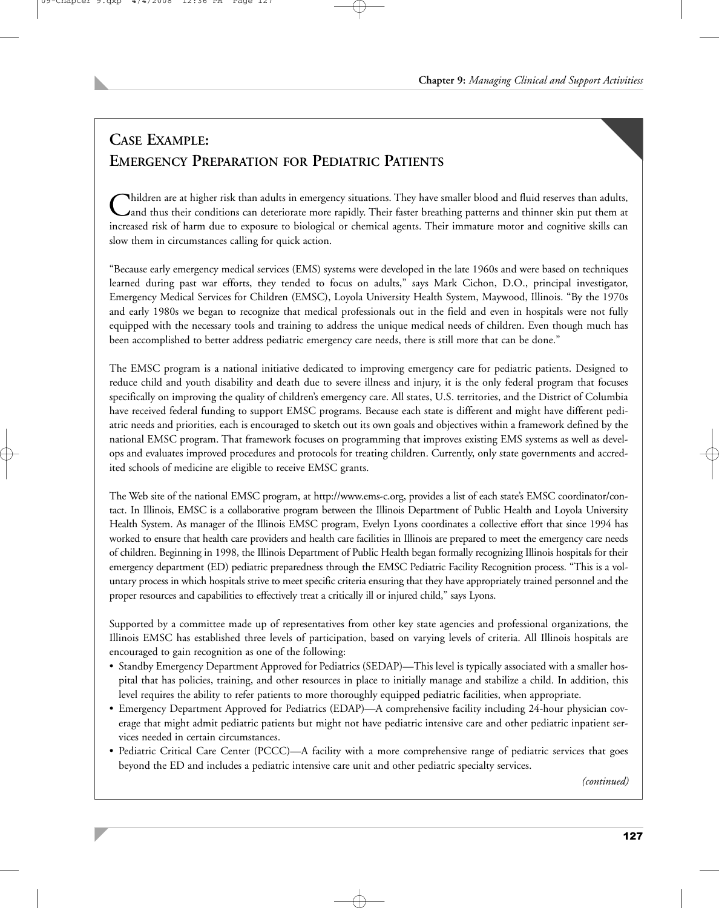## Case Example: Emergency Preparation for Pediatric Patients

Children are at higher risk than adults in emergency situations. They have smaller blood and fluid reserves than adults, and thus their conditions can deteriorate more rapidly. Their faster breathing patterns and thinner skin put them at increased risk of harm due to exposure to biological or chemical agents. Their immature motor and cognitive skills can slow them in circumstances calling for quick action.

"Because early emergency medical services (EMS) systems were developed in the late 1960s and were based on techniques learned during past war efforts, they tended to focus on adults," says Mark Cichon, D.O., principal investigator, Emergency Medical Services for Children (EMSC), Loyola University Health System, Maywood, Illinois. "By the 1970s and early 1980s we began to recognize that medical professionals out in the field and even in hospitals were not fully equipped with the necessary tools and training to address the unique medical needs of children. Even though much has been accomplished to better address pediatric emergency care needs, there is still more that can be done."

The EMSC program is a national initiative dedicated to improving emergency care for pediatric patients. Designed to reduce child and youth disability and death due to severe illness and injury, it is the only federal program that focuses specifically on improving the quality of children's emergency care. All states, U.S. territories, and the District of Columbia have received federal funding to support EMSC programs. Because each state is different and might have different pediatric needs and priorities, each is encouraged to sketch out its own goals and objectives within a framework defined by the national EMSC program. That framework focuses on programming that improves existing EMS systems as well as develops and evaluates improved procedures and protocols for treating children. Currently, only state governments and accredited schools of medicine are eligible to receive EMSC grants.

The Web site of the national EMSC program, at http://www.ems-c.org, provides a list of each state's EMSC coordinator/contact. In Illinois, EMSC is a collaborative program between the Illinois Department of Public Health and Loyola University Health System. As manager of the Illinois EMSC program, Evelyn Lyons coordinates a collective effort that since 1994 has worked to ensure that health care providers and health care facilities in Illinois are prepared to meet the emergency care needs of children. Beginning in 1998, the Illinois Department of Public Health began formally recognizing Illinois hospitals for their emergency department (ED) pediatric preparedness through the EMSC Pediatric Facility Recognition process. "This is a voluntary process in which hospitals strive to meet specific criteria ensuring that they have appropriately trained personnel and the proper resources and capabilities to effectively treat a critically ill or injured child," says Lyons.

Supported by a committee made up of representatives from other key state agencies and professional organizations, the Illinois EMSC has established three levels of participation, based on varying levels of criteria. All Illinois hospitals are encouraged to gain recognition as one of the following:

- Standby Emergency Department Approved for Pediatrics (SEDAP)—This level is typically associated with a smaller hospital that has policies, training, and other resources in place to initially manage and stabilize a child. In addition, this level requires the ability to refer patients to more thoroughly equipped pediatric facilities, when appropriate.
- Emergency Department Approved for Pediatrics (EDAP)—A comprehensive facility including 24-hour physician coverage that might admit pediatric patients but might not have pediatric intensive care and other pediatric inpatient services needed in certain circumstances.
- Pediatric Critical Care Center (PCCC)—A facility with a more comprehensive range of pediatric services that goes beyond the ED and includes a pediatric intensive care unit and other pediatric specialty services.

*(continued)*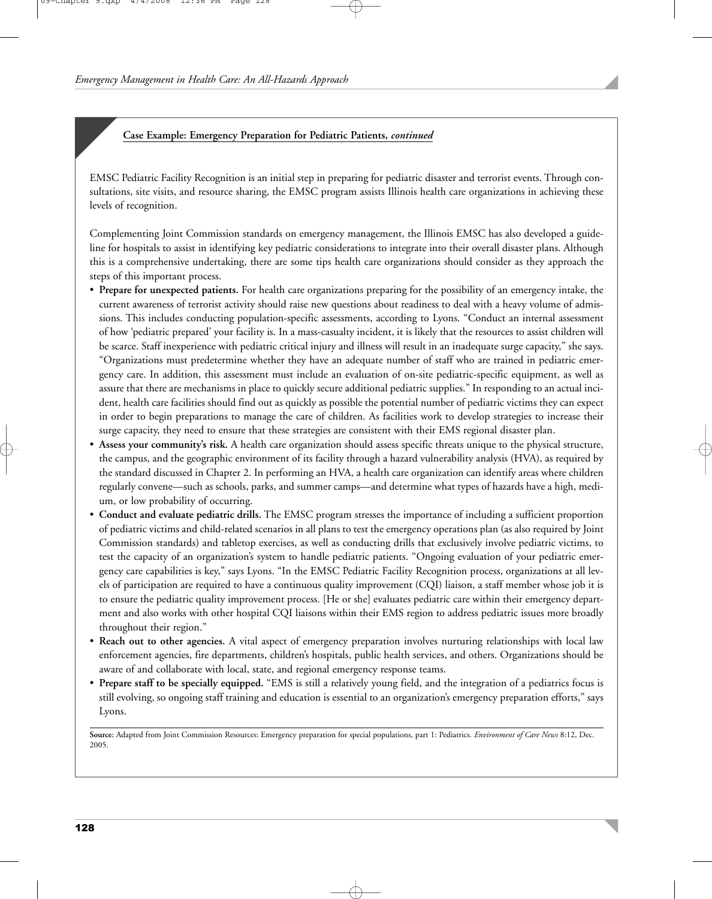**Case Example: Emergency Preparation for Pediatric Patients, *continued***

EMSC Pediatric Facility Recognition is an initial step in preparing for pediatric disaster and terrorist events. Through consultations, site visits, and resource sharing, the EMSC program assists Illinois health care organizations in achieving these levels of recognition.

Complementing Joint Commission standards on emergency management, the Illinois EMSC has also developed a guideline for hospitals to assist in identifying key pediatric considerations to integrate into their overall disaster plans. Although this is a comprehensive undertaking, there are some tips health care organizations should consider as they approach the steps of this important process.

- **Prepare for unexpected patients.** For health care organizations preparing for the possibility of an emergency intake, the current awareness of terrorist activity should raise new questions about readiness to deal with a heavy volume of admissions. This includes conducting population-specific assessments, according to Lyons. "Conduct an internal assessment of how 'pediatric prepared' your facility is. In a mass-casualty incident, it is likely that the resources to assist children will be scarce. Staff inexperience with pediatric critical injury and illness will result in an inadequate surge capacity," she says. "Organizations must predetermine whether they have an adequate number of staff who are trained in pediatric emergency care. In addition, this assessment must include an evaluation of on-site pediatric-specific equipment, as well as assure that there are mechanisms in place to quickly secure additional pediatric supplies." In responding to an actual incident, health care facilities should find out as quickly as possible the potential number of pediatric victims they can expect in order to begin preparations to manage the care of children. As facilities work to develop strategies to increase their surge capacity, they need to ensure that these strategies are consistent with their EMS regional disaster plan.
- **Assess your community's risk.** A health care organization should assess specific threats unique to the physical structure, the campus, and the geographic environment of its facility through a hazard vulnerability analysis (HVA), as required by the standard discussed in Chapter 2. In performing an HVA, a health care organization can identify areas where children regularly convene—such as schools, parks, and summer camps—and determine what types of hazards have a high, medium, or low probability of occurring.
- **Conduct and evaluate pediatric drills.** The EMSC program stresses the importance of including a sufficient proportion of pediatric victims and child-related scenarios in all plans to test the emergency operations plan (as also required by Joint Commission standards) and tabletop exercises, as well as conducting drills that exclusively involve pediatric victims, to test the capacity of an organization's system to handle pediatric patients. "Ongoing evaluation of your pediatric emergency care capabilities is key," says Lyons. "In the EMSC Pediatric Facility Recognition process, organizations at all levels of participation are required to have a continuous quality improvement (CQI) liaison, a staff member whose job it is to ensure the pediatric quality improvement process. [He or she] evaluates pediatric care within their emergency department and also works with other hospital CQI liaisons within their EMS region to address pediatric issues more broadly throughout their region."
- **Reach out to other agencies.** A vital aspect of emergency preparation involves nurturing relationships with local law enforcement agencies, fire departments, children's hospitals, public health services, and others. Organizations should be aware of and collaborate with local, state, and regional emergency response teams.
- **Prepare staff to be specially equipped.** "EMS is still a relatively young field, and the integration of a pediatrics focus is still evolving, so ongoing staff training and education is essential to an organization's emergency preparation efforts," says Lyons.

**Source:** Adapted from Joint Commission Resources: Emergency preparation for special populations, part 1: Pediatrics. *Environment of Care News* 8:12, Dec. 2005.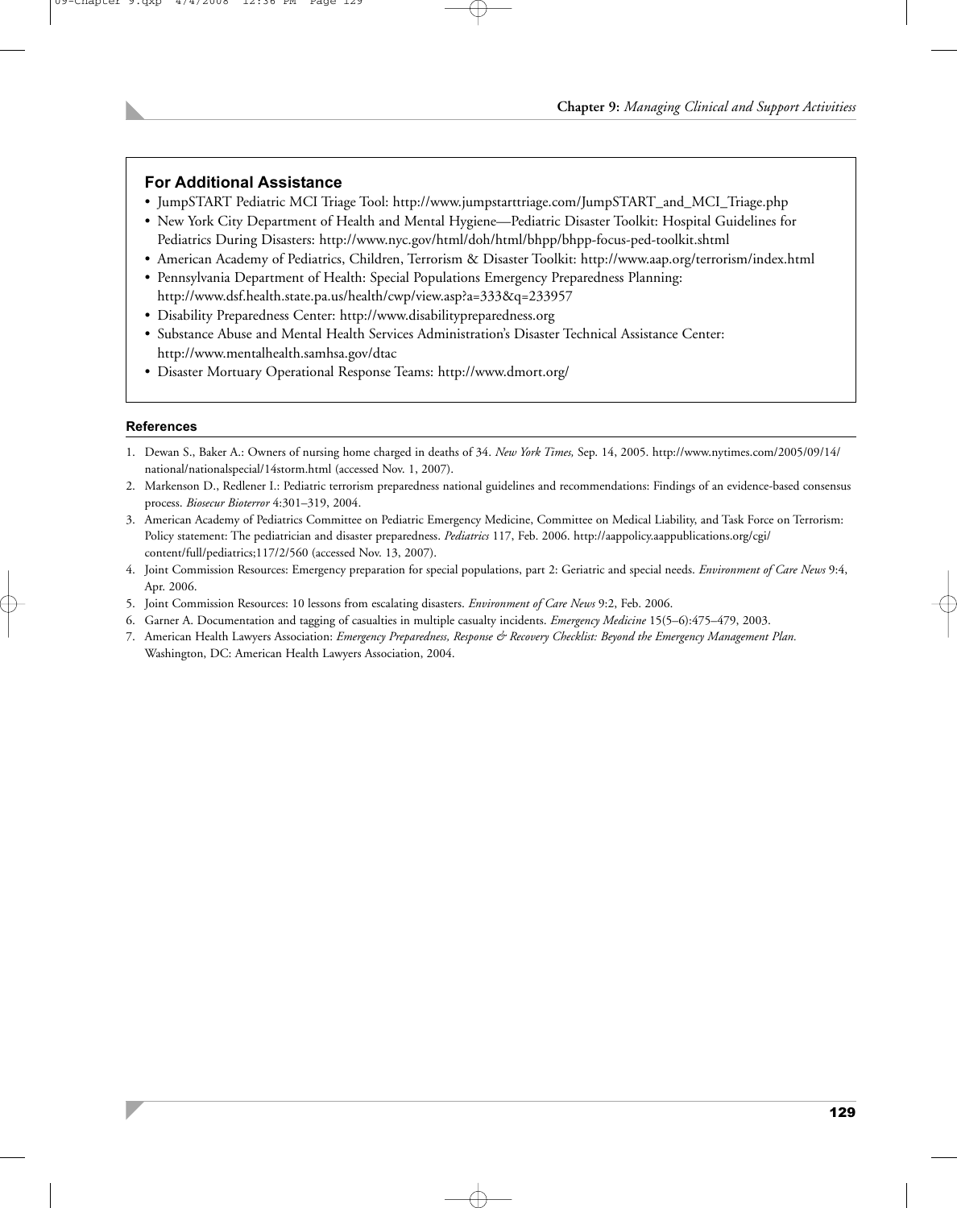## For Additional Assistance

- JumpSTART Pediatric MCI Triage Tool: http://www.jumpstarttriage.com/JumpSTART_and_MCI_Triage.php
- New York City Department of Health and Mental Hygiene—Pediatric Disaster Toolkit: Hospital Guidelines for Pediatrics During Disasters: http://www.nyc.gov/html/doh/html/bhpp/bhpp-focus-ped-toolkit.shtml
- American Academy of Pediatrics, Children, Terrorism & Disaster Toolkit: http://www.aap.org/terrorism/index.html
- Pennsylvania Department of Health: Special Populations Emergency Preparedness Planning: http://www.dsf.health.state.pa.us/health/cwp/view.asp?a=333&q=233957
- Disability Preparedness Center: http://www.disabilitypreparedness.org
- Substance Abuse and Mental Health Services Administration's Disaster Technical Assistance Center: http://www.mentalhealth.samhsa.gov/dtac
- Disaster Mortuary Operational Response Teams: http://www.dmort.org/

### References

1. Dewan S., Baker A.: Owners of nursing home charged in deaths of 34. *New York Times,* Sep. 14, 2005. http://www.nytimes.com/2005/09/14/national/nationalspecial/14storm.html (accessed Nov. 1, 2007).
2. Markenson D., Redlener I.: Pediatric terrorism preparedness national guidelines and recommendations: Findings of an evidence-based consensus process. *Biosecur Bioterror* 4:301–319, 2004.
3. American Academy of Pediatrics Committee on Pediatric Emergency Medicine, Committee on Medical Liability, and Task Force on Terrorism: Policy statement: The pediatrician and disaster preparedness. *Pediatrics* 117, Feb. 2006. http://aappolicy.aappublications.org/cgi/content/full/pediatrics;117/2/560 (accessed Nov. 13, 2007).
4. Joint Commission Resources: Emergency preparation for special populations, part 2: Geriatric and special needs. *Environment of Care News* 9:4, Apr. 2006.
5. Joint Commission Resources: 10 lessons from escalating disasters. *Environment of Care News* 9:2, Feb. 2006.
6. Garner A. Documentation and tagging of casualties in multiple casualty incidents. *Emergency Medicine* 15(5–6):475–479, 2003.
7. American Health Lawyers Association: *Emergency Preparedness, Response & Recovery Checklist: Beyond the Emergency Management Plan.* Washington, DC: American Health Lawyers Association, 2004.